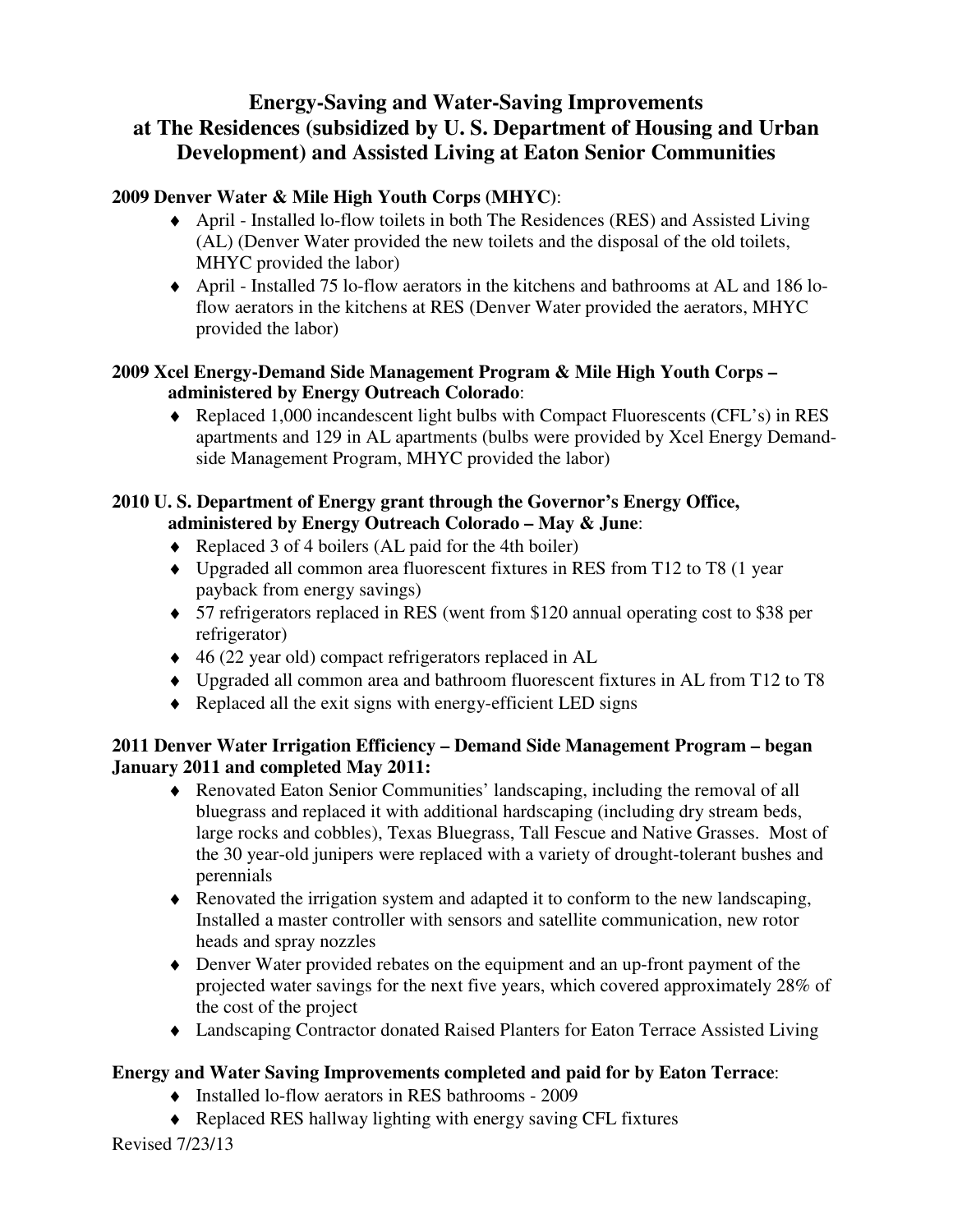# Energy-Saving and Water-Saving Improvements at The Residences (subsidized by U. S. Department of Housing and Urban Development) and Assisted Living at Eaton Senior Communities

**2009 Denver Water & Mile High Youth Corps (MHYC)**:

- April - Installed lo-flow toilets in both The Residences (RES) and Assisted Living (AL) (Denver Water provided the new toilets and the disposal of the old toilets, MHYC provided the labor)
- April - Installed 75 lo-flow aerators in the kitchens and bathrooms at AL and 186 lo-flow aerators in the kitchens at RES (Denver Water provided the aerators, MHYC provided the labor)

**2009 Xcel Energy-Demand Side Management Program & Mile High Youth Corps – administered by Energy Outreach Colorado**:

- Replaced 1,000 incandescent light bulbs with Compact Fluorescents (CFL's) in RES apartments and 129 in AL apartments (bulbs were provided by Xcel Energy Demand-side Management Program, MHYC provided the labor)

**2010 U. S. Department of Energy grant through the Governor's Energy Office, administered by Energy Outreach Colorado – May & June**:

- Replaced 3 of 4 boilers (AL paid for the 4th boiler)
- Upgraded all common area fluorescent fixtures in RES from T12 to T8 (1 year payback from energy savings)
- 57 refrigerators replaced in RES (went from $120 annual operating cost to $38 per refrigerator)
- 46 (22 year old) compact refrigerators replaced in AL
- Upgraded all common area and bathroom fluorescent fixtures in AL from T12 to T8
- Replaced all the exit signs with energy-efficient LED signs

**2011 Denver Water Irrigation Efficiency – Demand Side Management Program – began January 2011 and completed May 2011:**

- Renovated Eaton Senior Communities' landscaping, including the removal of all bluegrass and replaced it with additional hardscaping (including dry stream beds, large rocks and cobbles), Texas Bluegrass, Tall Fescue and Native Grasses. Most of the 30 year-old junipers were replaced with a variety of drought-tolerant bushes and perennials
- Renovated the irrigation system and adapted it to conform to the new landscaping, Installed a master controller with sensors and satellite communication, new rotor heads and spray nozzles
- Denver Water provided rebates on the equipment and an up-front payment of the projected water savings for the next five years, which covered approximately 28% of the cost of the project
- Landscaping Contractor donated Raised Planters for Eaton Terrace Assisted Living

**Energy and Water Saving Improvements completed and paid for by Eaton Terrace**:

- Installed lo-flow aerators in RES bathrooms - 2009
- Replaced RES hallway lighting with energy saving CFL fixtures

Revised 7/23/13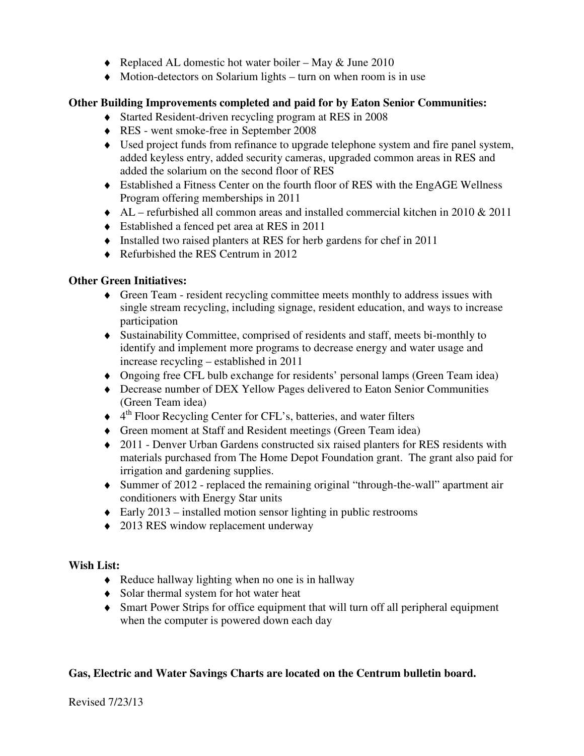- Replaced AL domestic hot water boiler – May & June 2010
- Motion-detectors on Solarium lights – turn on when room is in use

**Other Building Improvements completed and paid for by Eaton Senior Communities:**

- Started Resident-driven recycling program at RES in 2008
- RES - went smoke-free in September 2008
- Used project funds from refinance to upgrade telephone system and fire panel system, added keyless entry, added security cameras, upgraded common areas in RES and added the solarium on the second floor of RES
- Established a Fitness Center on the fourth floor of RES with the EngAGE Wellness Program offering memberships in 2011
- AL – refurbished all common areas and installed commercial kitchen in 2010 & 2011
- Established a fenced pet area at RES in 2011
- Installed two raised planters at RES for herb gardens for chef in 2011
- Refurbished the RES Centrum in 2012

**Other Green Initiatives:**

- Green Team - resident recycling committee meets monthly to address issues with single stream recycling, including signage, resident education, and ways to increase participation
- Sustainability Committee, comprised of residents and staff, meets bi-monthly to identify and implement more programs to decrease energy and water usage and increase recycling – established in 2011
- Ongoing free CFL bulb exchange for residents' personal lamps (Green Team idea)
- Decrease number of DEX Yellow Pages delivered to Eaton Senior Communities (Green Team idea)
- 4th Floor Recycling Center for CFL's, batteries, and water filters
- Green moment at Staff and Resident meetings (Green Team idea)
- 2011 - Denver Urban Gardens constructed six raised planters for RES residents with materials purchased from The Home Depot Foundation grant. The grant also paid for irrigation and gardening supplies.
- Summer of 2012 - replaced the remaining original "through-the-wall" apartment air conditioners with Energy Star units
- Early 2013 – installed motion sensor lighting in public restrooms
- 2013 RES window replacement underway

**Wish List:**

- Reduce hallway lighting when no one is in hallway
- Solar thermal system for hot water heat
- Smart Power Strips for office equipment that will turn off all peripheral equipment when the computer is powered down each day

**Gas, Electric and Water Savings Charts are located on the Centrum bulletin board.**

Revised 7/23/13